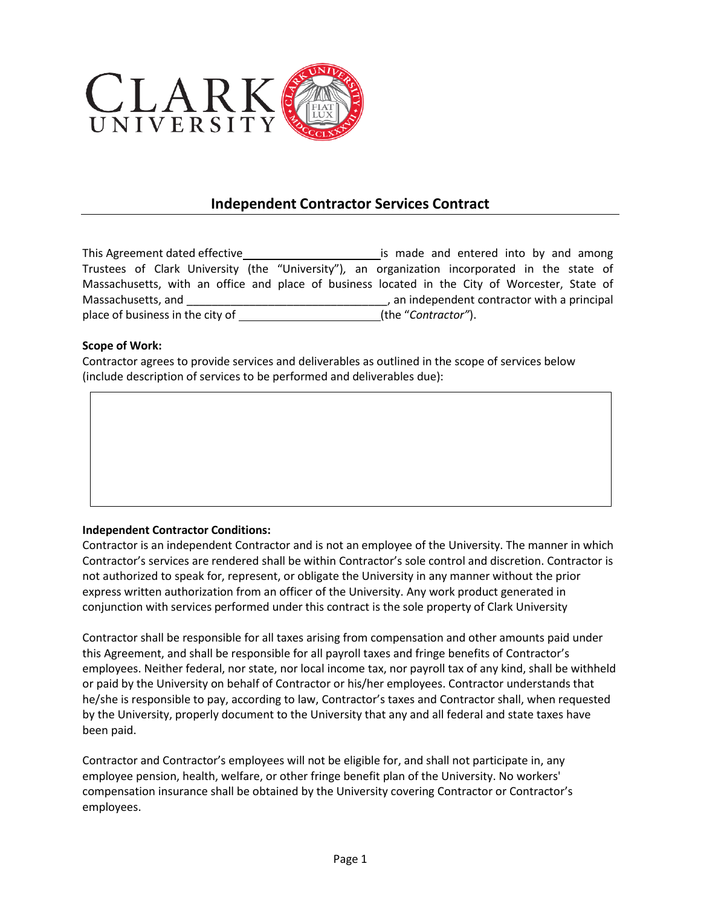# Independent Contractor Services Contract

This Agreement dated effective ______________________ is made and entered into by and among Trustees of Clark University (the "University"), an organization incorporated in the state of Massachusetts, with an office and place of business located in the City of Worcester, State of Massachusetts, and ________________________________, an independent contractor with a principal place of business in the city of ______________________ (the "*Contractor"*).

**Scope of Work:**

Contractor agrees to provide services and deliverables as outlined in the scope of services below (include description of services to be performed and deliverables due):

|  |
|---|
|  |

**Independent Contractor Conditions:**

Contractor is an independent Contractor and is not an employee of the University. The manner in which Contractor's services are rendered shall be within Contractor's sole control and discretion. Contractor is not authorized to speak for, represent, or obligate the University in any manner without the prior express written authorization from an officer of the University. Any work product generated in conjunction with services performed under this contract is the sole property of Clark University

Contractor shall be responsible for all taxes arising from compensation and other amounts paid under this Agreement, and shall be responsible for all payroll taxes and fringe benefits of Contractor's employees. Neither federal, nor state, nor local income tax, nor payroll tax of any kind, shall be withheld or paid by the University on behalf of Contractor or his/her employees. Contractor understands that he/she is responsible to pay, according to law, Contractor's taxes and Contractor shall, when requested by the University, properly document to the University that any and all federal and state taxes have been paid.

Contractor and Contractor's employees will not be eligible for, and shall not participate in, any employee pension, health, welfare, or other fringe benefit plan of the University. No workers' compensation insurance shall be obtained by the University covering Contractor or Contractor's employees.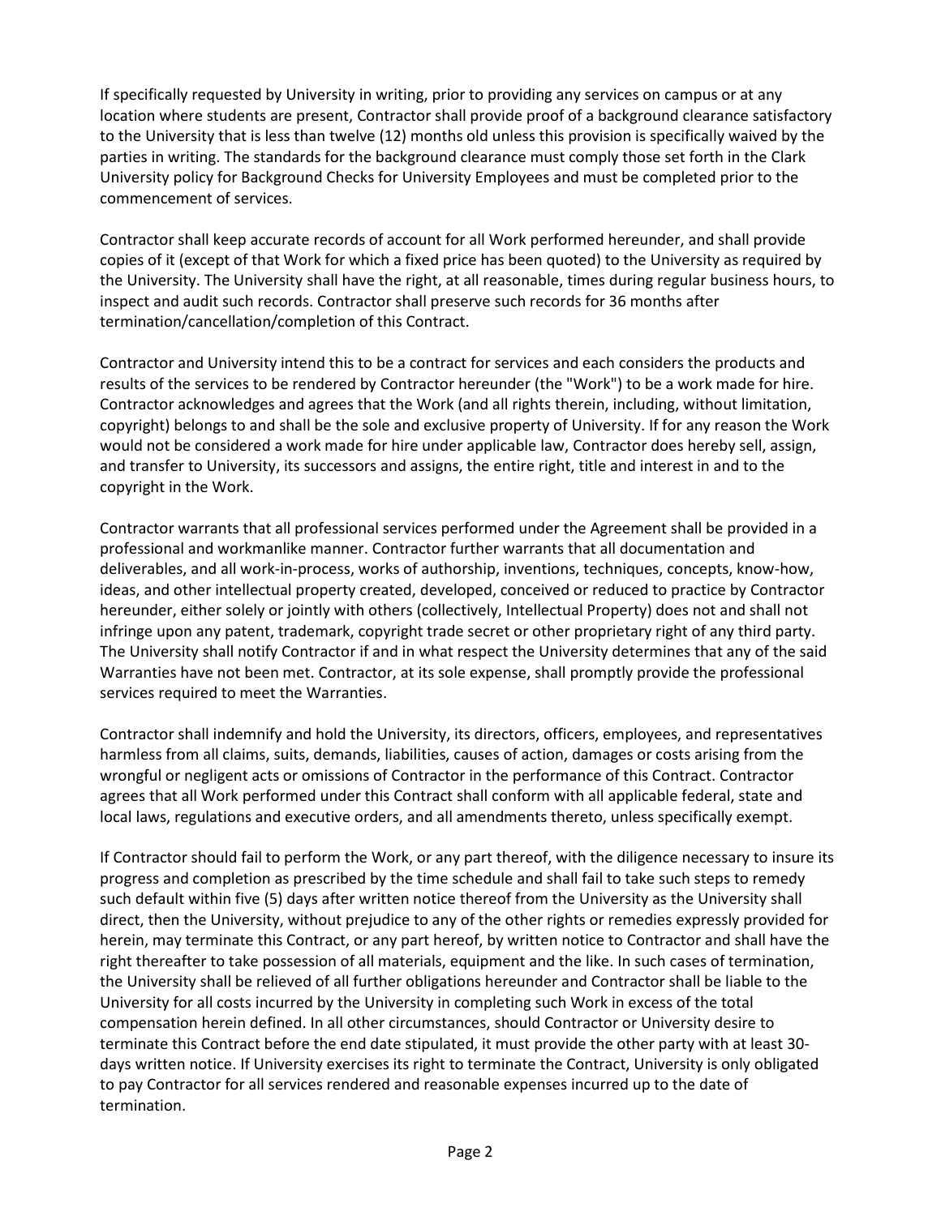If specifically requested by University in writing, prior to providing any services on campus or at any location where students are present, Contractor shall provide proof of a background clearance satisfactory to the University that is less than twelve (12) months old unless this provision is specifically waived by the parties in writing. The standards for the background clearance must comply those set forth in the Clark University policy for Background Checks for University Employees and must be completed prior to the commencement of services.

Contractor shall keep accurate records of account for all Work performed hereunder, and shall provide copies of it (except of that Work for which a fixed price has been quoted) to the University as required by the University. The University shall have the right, at all reasonable, times during regular business hours, to inspect and audit such records. Contractor shall preserve such records for 36 months after termination/cancellation/completion of this Contract.

Contractor and University intend this to be a contract for services and each considers the products and results of the services to be rendered by Contractor hereunder (the "Work") to be a work made for hire. Contractor acknowledges and agrees that the Work (and all rights therein, including, without limitation, copyright) belongs to and shall be the sole and exclusive property of University. If for any reason the Work would not be considered a work made for hire under applicable law, Contractor does hereby sell, assign, and transfer to University, its successors and assigns, the entire right, title and interest in and to the copyright in the Work.

Contractor warrants that all professional services performed under the Agreement shall be provided in a professional and workmanlike manner. Contractor further warrants that all documentation and deliverables, and all work-in-process, works of authorship, inventions, techniques, concepts, know-how, ideas, and other intellectual property created, developed, conceived or reduced to practice by Contractor hereunder, either solely or jointly with others (collectively, Intellectual Property) does not and shall not infringe upon any patent, trademark, copyright trade secret or other proprietary right of any third party. The University shall notify Contractor if and in what respect the University determines that any of the said Warranties have not been met. Contractor, at its sole expense, shall promptly provide the professional services required to meet the Warranties.

Contractor shall indemnify and hold the University, its directors, officers, employees, and representatives harmless from all claims, suits, demands, liabilities, causes of action, damages or costs arising from the wrongful or negligent acts or omissions of Contractor in the performance of this Contract. Contractor agrees that all Work performed under this Contract shall conform with all applicable federal, state and local laws, regulations and executive orders, and all amendments thereto, unless specifically exempt.

If Contractor should fail to perform the Work, or any part thereof, with the diligence necessary to insure its progress and completion as prescribed by the time schedule and shall fail to take such steps to remedy such default within five (5) days after written notice thereof from the University as the University shall direct, then the University, without prejudice to any of the other rights or remedies expressly provided for herein, may terminate this Contract, or any part hereof, by written notice to Contractor and shall have the right thereafter to take possession of all materials, equipment and the like. In such cases of termination, the University shall be relieved of all further obligations hereunder and Contractor shall be liable to the University for all costs incurred by the University in completing such Work in excess of the total compensation herein defined. In all other circumstances, should Contractor or University desire to terminate this Contract before the end date stipulated, it must provide the other party with at least 30-days written notice. If University exercises its right to terminate the Contract, University is only obligated to pay Contractor for all services rendered and reasonable expenses incurred up to the date of termination.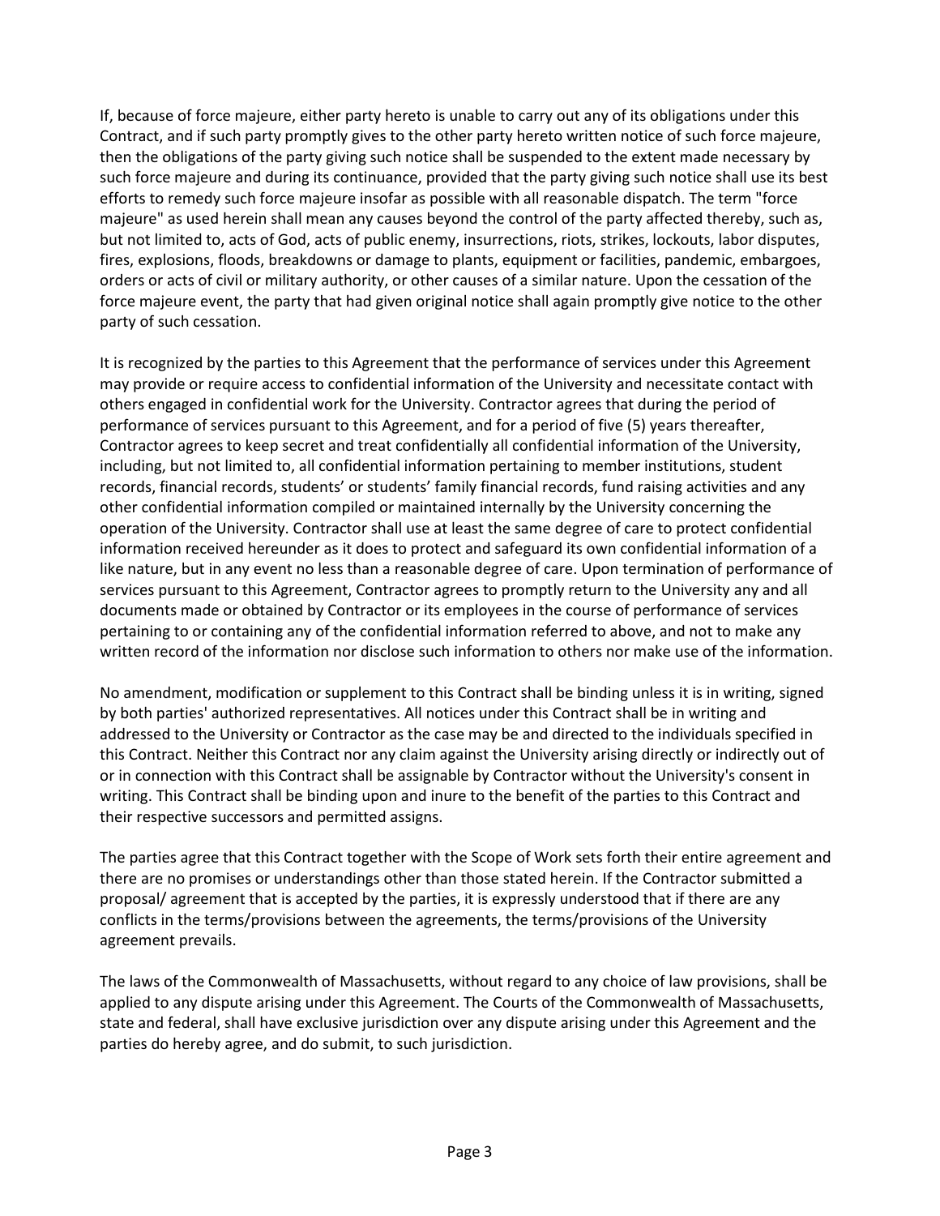If, because of force majeure, either party hereto is unable to carry out any of its obligations under this Contract, and if such party promptly gives to the other party hereto written notice of such force majeure, then the obligations of the party giving such notice shall be suspended to the extent made necessary by such force majeure and during its continuance, provided that the party giving such notice shall use its best efforts to remedy such force majeure insofar as possible with all reasonable dispatch. The term "force majeure" as used herein shall mean any causes beyond the control of the party affected thereby, such as, but not limited to, acts of God, acts of public enemy, insurrections, riots, strikes, lockouts, labor disputes, fires, explosions, floods, breakdowns or damage to plants, equipment or facilities, pandemic, embargoes, orders or acts of civil or military authority, or other causes of a similar nature. Upon the cessation of the force majeure event, the party that had given original notice shall again promptly give notice to the other party of such cessation.

It is recognized by the parties to this Agreement that the performance of services under this Agreement may provide or require access to confidential information of the University and necessitate contact with others engaged in confidential work for the University. Contractor agrees that during the period of performance of services pursuant to this Agreement, and for a period of five (5) years thereafter, Contractor agrees to keep secret and treat confidentially all confidential information of the University, including, but not limited to, all confidential information pertaining to member institutions, student records, financial records, students' or students' family financial records, fund raising activities and any other confidential information compiled or maintained internally by the University concerning the operation of the University. Contractor shall use at least the same degree of care to protect confidential information received hereunder as it does to protect and safeguard its own confidential information of a like nature, but in any event no less than a reasonable degree of care. Upon termination of performance of services pursuant to this Agreement, Contractor agrees to promptly return to the University any and all documents made or obtained by Contractor or its employees in the course of performance of services pertaining to or containing any of the confidential information referred to above, and not to make any written record of the information nor disclose such information to others nor make use of the information.

No amendment, modification or supplement to this Contract shall be binding unless it is in writing, signed by both parties' authorized representatives. All notices under this Contract shall be in writing and addressed to the University or Contractor as the case may be and directed to the individuals specified in this Contract. Neither this Contract nor any claim against the University arising directly or indirectly out of or in connection with this Contract shall be assignable by Contractor without the University's consent in writing. This Contract shall be binding upon and inure to the benefit of the parties to this Contract and their respective successors and permitted assigns.

The parties agree that this Contract together with the Scope of Work sets forth their entire agreement and there are no promises or understandings other than those stated herein. If the Contractor submitted a proposal/ agreement that is accepted by the parties, it is expressly understood that if there are any conflicts in the terms/provisions between the agreements, the terms/provisions of the University agreement prevails.

The laws of the Commonwealth of Massachusetts, without regard to any choice of law provisions, shall be applied to any dispute arising under this Agreement. The Courts of the Commonwealth of Massachusetts, state and federal, shall have exclusive jurisdiction over any dispute arising under this Agreement and the parties do hereby agree, and do submit, to such jurisdiction.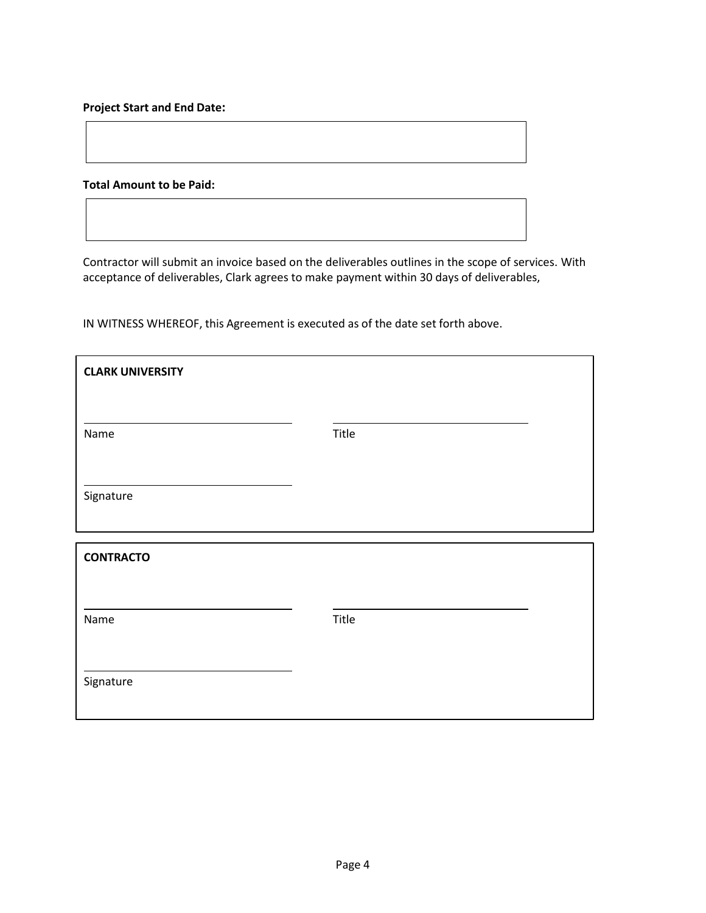**Project Start and End Date:**

**Total Amount to be Paid:**

Contractor will submit an invoice based on the deliverables outlines in the scope of services. With acceptance of deliverables, Clark agrees to make payment within 30 days of deliverables,

IN WITNESS WHEREOF, this Agreement is executed as of the date set forth above.

**CLARK UNIVERSITY**

| | |
|---|---|
| Name | Title |
| Signature | |

**CONTRACTO**

| | |
|---|---|
| Name | Title |
| Signature | |